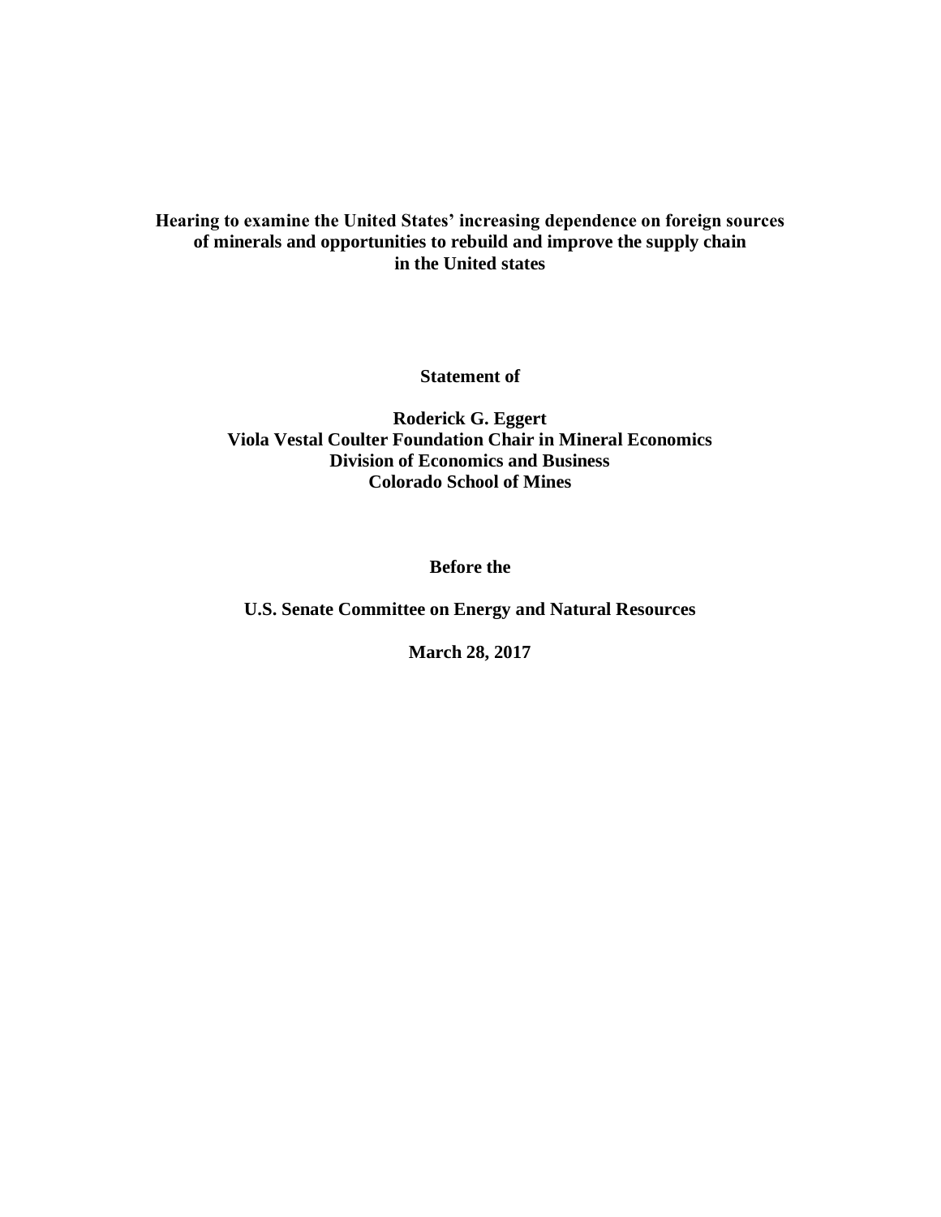**Hearing to examine the United States' increasing dependence on foreign sources of minerals and opportunities to rebuild and improve the supply chain in the United states**

**Statement of**

**Roderick G. Eggert**
**Viola Vestal Coulter Foundation Chair in Mineral Economics**
**Division of Economics and Business**
**Colorado School of Mines**

**Before the**

**U.S. Senate Committee on Energy and Natural Resources**

**March 28, 2017**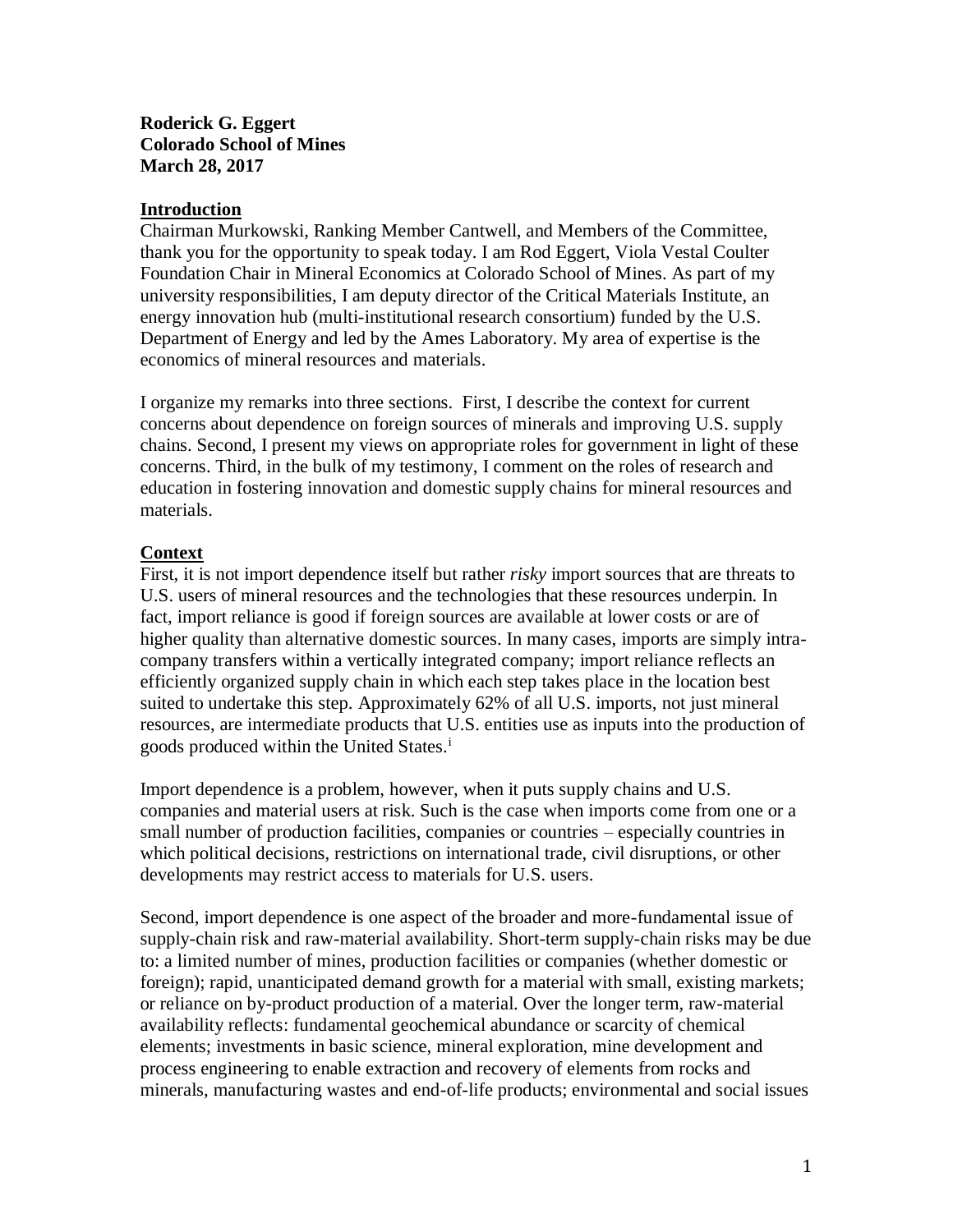**Roderick G. Eggert**
**Colorado School of Mines**
**March 28, 2017**

## Introduction

Chairman Murkowski, Ranking Member Cantwell, and Members of the Committee, thank you for the opportunity to speak today. I am Rod Eggert, Viola Vestal Coulter Foundation Chair in Mineral Economics at Colorado School of Mines. As part of my university responsibilities, I am deputy director of the Critical Materials Institute, an energy innovation hub (multi-institutional research consortium) funded by the U.S. Department of Energy and led by the Ames Laboratory. My area of expertise is the economics of mineral resources and materials.

I organize my remarks into three sections. First, I describe the context for current concerns about dependence on foreign sources of minerals and improving U.S. supply chains. Second, I present my views on appropriate roles for government in light of these concerns. Third, in the bulk of my testimony, I comment on the roles of research and education in fostering innovation and domestic supply chains for mineral resources and materials.

## Context

First, it is not import dependence itself but rather *risky* import sources that are threats to U.S. users of mineral resources and the technologies that these resources underpin. In fact, import reliance is good if foreign sources are available at lower costs or are of higher quality than alternative domestic sources. In many cases, imports are simply intra-company transfers within a vertically integrated company; import reliance reflects an efficiently organized supply chain in which each step takes place in the location best suited to undertake this step. Approximately 62% of all U.S. imports, not just mineral resources, are intermediate products that U.S. entities use as inputs into the production of goods produced within the United States.[i]

Import dependence is a problem, however, when it puts supply chains and U.S. companies and material users at risk. Such is the case when imports come from one or a small number of production facilities, companies or countries – especially countries in which political decisions, restrictions on international trade, civil disruptions, or other developments may restrict access to materials for U.S. users.

Second, import dependence is one aspect of the broader and more-fundamental issue of supply-chain risk and raw-material availability. Short-term supply-chain risks may be due to: a limited number of mines, production facilities or companies (whether domestic or foreign); rapid, unanticipated demand growth for a material with small, existing markets; or reliance on by-product production of a material. Over the longer term, raw-material availability reflects: fundamental geochemical abundance or scarcity of chemical elements; investments in basic science, mineral exploration, mine development and process engineering to enable extraction and recovery of elements from rocks and minerals, manufacturing wastes and end-of-life products; environmental and social issues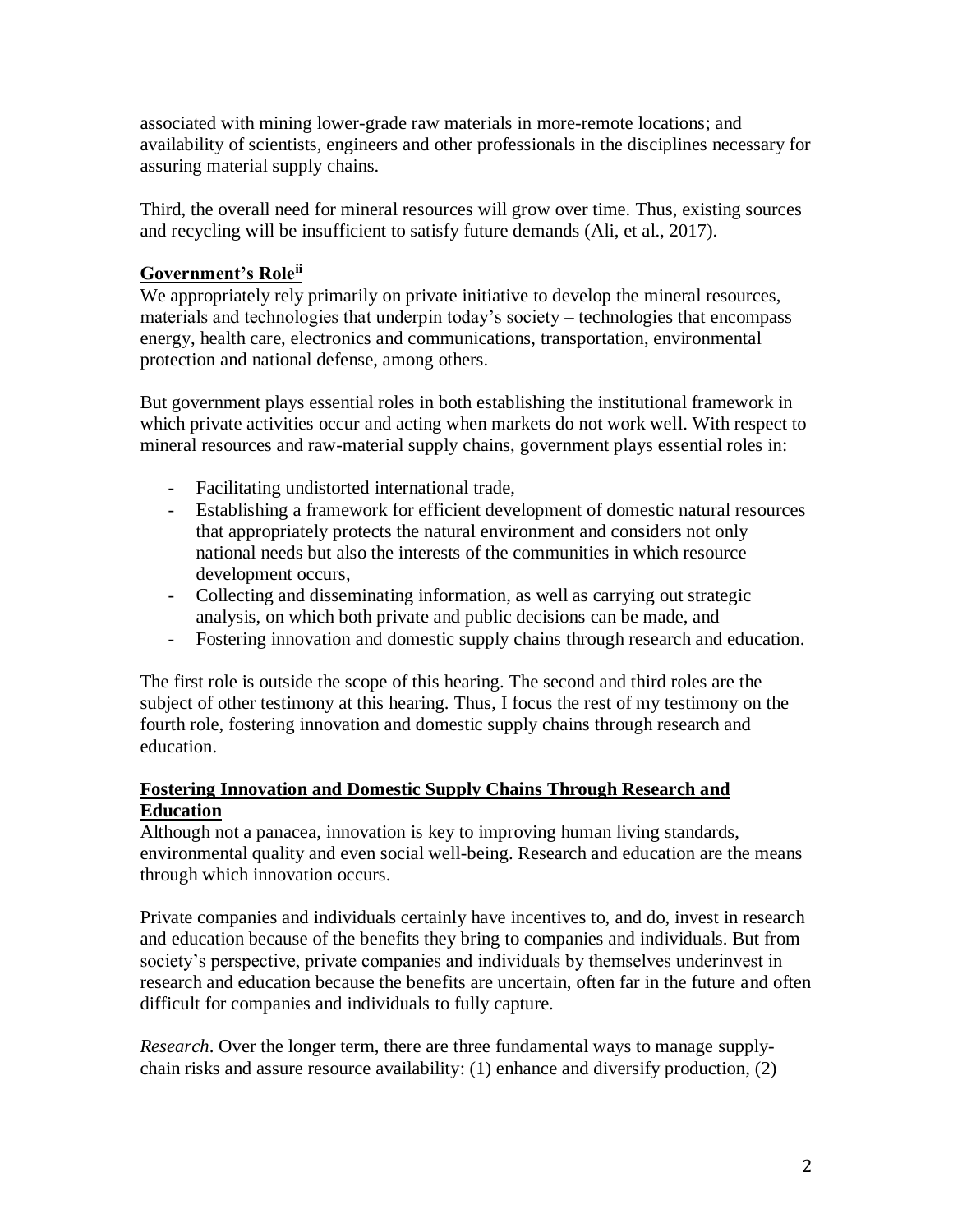associated with mining lower-grade raw materials in more-remote locations; and availability of scientists, engineers and other professionals in the disciplines necessary for assuring material supply chains.

Third, the overall need for mineral resources will grow over time. Thus, existing sources and recycling will be insufficient to satisfy future demands (Ali, et al., 2017).

## Government's Role[ii]

We appropriately rely primarily on private initiative to develop the mineral resources, materials and technologies that underpin today's society – technologies that encompass energy, health care, electronics and communications, transportation, environmental protection and national defense, among others.

But government plays essential roles in both establishing the institutional framework in which private activities occur and acting when markets do not work well. With respect to mineral resources and raw-material supply chains, government plays essential roles in:

- Facilitating undistorted international trade,
- Establishing a framework for efficient development of domestic natural resources that appropriately protects the natural environment and considers not only national needs but also the interests of the communities in which resource development occurs,
- Collecting and disseminating information, as well as carrying out strategic analysis, on which both private and public decisions can be made, and
- Fostering innovation and domestic supply chains through research and education.

The first role is outside the scope of this hearing. The second and third roles are the subject of other testimony at this hearing. Thus, I focus the rest of my testimony on the fourth role, fostering innovation and domestic supply chains through research and education.

## Fostering Innovation and Domestic Supply Chains Through Research and Education

Although not a panacea, innovation is key to improving human living standards, environmental quality and even social well-being. Research and education are the means through which innovation occurs.

Private companies and individuals certainly have incentives to, and do, invest in research and education because of the benefits they bring to companies and individuals. But from society's perspective, private companies and individuals by themselves underinvest in research and education because the benefits are uncertain, often far in the future and often difficult for companies and individuals to fully capture.

*Research*. Over the longer term, there are three fundamental ways to manage supply-chain risks and assure resource availability: (1) enhance and diversify production, (2)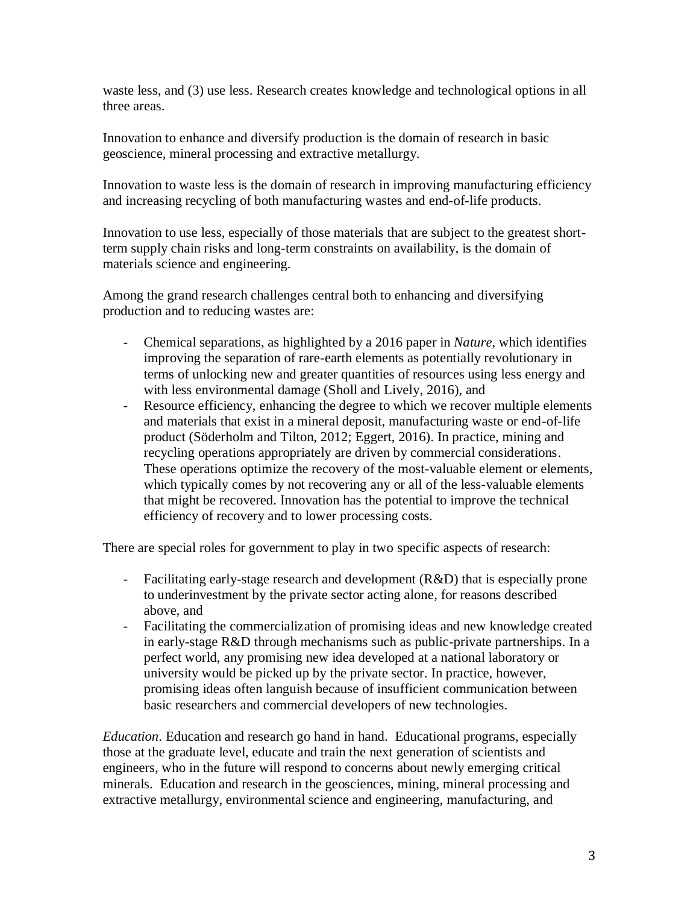waste less, and (3) use less. Research creates knowledge and technological options in all three areas.

Innovation to enhance and diversify production is the domain of research in basic geoscience, mineral processing and extractive metallurgy.

Innovation to waste less is the domain of research in improving manufacturing efficiency and increasing recycling of both manufacturing wastes and end-of-life products.

Innovation to use less, especially of those materials that are subject to the greatest short-term supply chain risks and long-term constraints on availability, is the domain of materials science and engineering.

Among the grand research challenges central both to enhancing and diversifying production and to reducing wastes are:

- Chemical separations, as highlighted by a 2016 paper in *Nature*, which identifies improving the separation of rare-earth elements as potentially revolutionary in terms of unlocking new and greater quantities of resources using less energy and with less environmental damage (Sholl and Lively, 2016), and
- Resource efficiency, enhancing the degree to which we recover multiple elements and materials that exist in a mineral deposit, manufacturing waste or end-of-life product (Söderholm and Tilton, 2012; Eggert, 2016). In practice, mining and recycling operations appropriately are driven by commercial considerations. These operations optimize the recovery of the most-valuable element or elements, which typically comes by not recovering any or all of the less-valuable elements that might be recovered. Innovation has the potential to improve the technical efficiency of recovery and to lower processing costs.

There are special roles for government to play in two specific aspects of research:

- Facilitating early-stage research and development (R&D) that is especially prone to underinvestment by the private sector acting alone, for reasons described above, and
- Facilitating the commercialization of promising ideas and new knowledge created in early-stage R&D through mechanisms such as public-private partnerships. In a perfect world, any promising new idea developed at a national laboratory or university would be picked up by the private sector. In practice, however, promising ideas often languish because of insufficient communication between basic researchers and commercial developers of new technologies.

*Education*. Education and research go hand in hand. Educational programs, especially those at the graduate level, educate and train the next generation of scientists and engineers, who in the future will respond to concerns about newly emerging critical minerals. Education and research in the geosciences, mining, mineral processing and extractive metallurgy, environmental science and engineering, manufacturing, and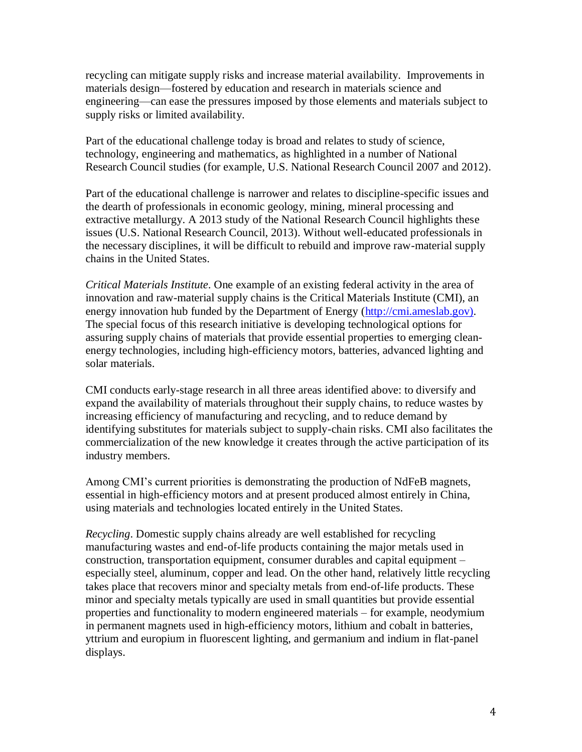recycling can mitigate supply risks and increase material availability. Improvements in materials design—fostered by education and research in materials science and engineering—can ease the pressures imposed by those elements and materials subject to supply risks or limited availability.

Part of the educational challenge today is broad and relates to study of science, technology, engineering and mathematics, as highlighted in a number of National Research Council studies (for example, U.S. National Research Council 2007 and 2012).

Part of the educational challenge is narrower and relates to discipline-specific issues and the dearth of professionals in economic geology, mining, mineral processing and extractive metallurgy. A 2013 study of the National Research Council highlights these issues (U.S. National Research Council, 2013). Without well-educated professionals in the necessary disciplines, it will be difficult to rebuild and improve raw-material supply chains in the United States.

*Critical Materials Institute*. One example of an existing federal activity in the area of innovation and raw-material supply chains is the Critical Materials Institute (CMI), an energy innovation hub funded by the Department of Energy (http://cmi.ameslab.gov). The special focus of this research initiative is developing technological options for assuring supply chains of materials that provide essential properties to emerging clean-energy technologies, including high-efficiency motors, batteries, advanced lighting and solar materials.

CMI conducts early-stage research in all three areas identified above: to diversify and expand the availability of materials throughout their supply chains, to reduce wastes by increasing efficiency of manufacturing and recycling, and to reduce demand by identifying substitutes for materials subject to supply-chain risks. CMI also facilitates the commercialization of the new knowledge it creates through the active participation of its industry members.

Among CMI's current priorities is demonstrating the production of NdFeB magnets, essential in high-efficiency motors and at present produced almost entirely in China, using materials and technologies located entirely in the United States.

*Recycling*. Domestic supply chains already are well established for recycling manufacturing wastes and end-of-life products containing the major metals used in construction, transportation equipment, consumer durables and capital equipment – especially steel, aluminum, copper and lead. On the other hand, relatively little recycling takes place that recovers minor and specialty metals from end-of-life products. These minor and specialty metals typically are used in small quantities but provide essential properties and functionality to modern engineered materials – for example, neodymium in permanent magnets used in high-efficiency motors, lithium and cobalt in batteries, yttrium and europium in fluorescent lighting, and germanium and indium in flat-panel displays.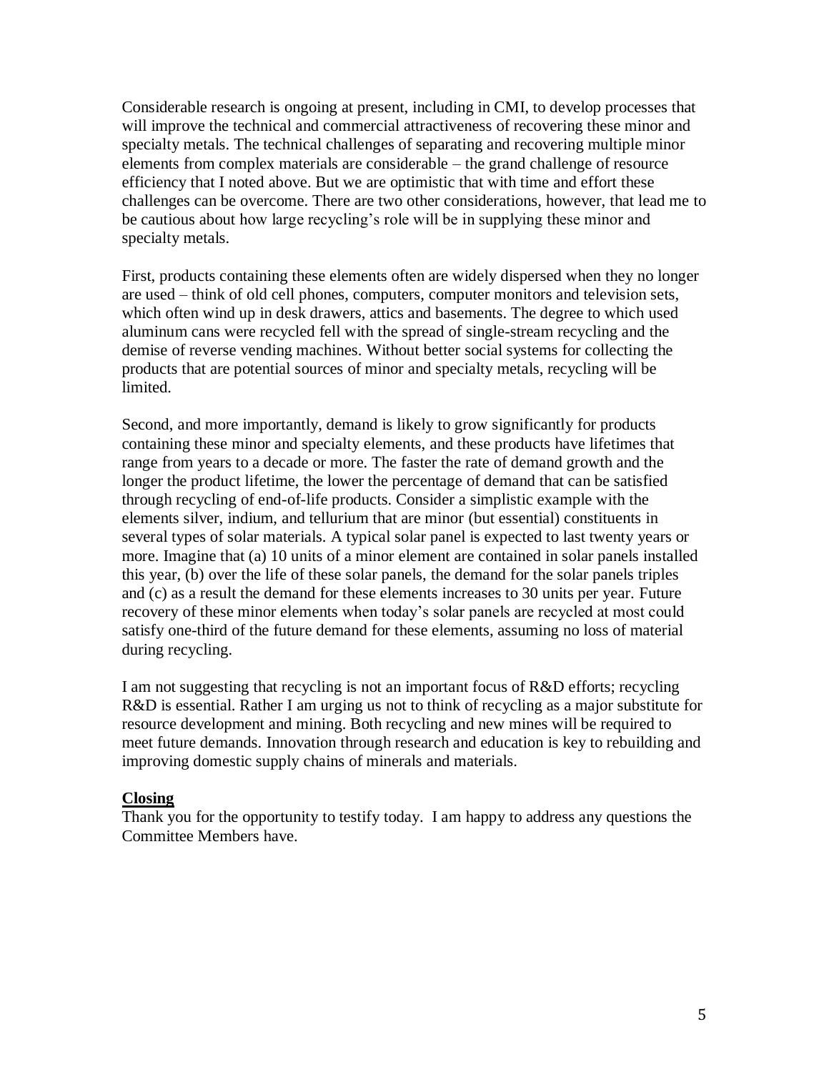Considerable research is ongoing at present, including in CMI, to develop processes that will improve the technical and commercial attractiveness of recovering these minor and specialty metals. The technical challenges of separating and recovering multiple minor elements from complex materials are considerable – the grand challenge of resource efficiency that I noted above. But we are optimistic that with time and effort these challenges can be overcome. There are two other considerations, however, that lead me to be cautious about how large recycling's role will be in supplying these minor and specialty metals.

First, products containing these elements often are widely dispersed when they no longer are used – think of old cell phones, computers, computer monitors and television sets, which often wind up in desk drawers, attics and basements. The degree to which used aluminum cans were recycled fell with the spread of single-stream recycling and the demise of reverse vending machines. Without better social systems for collecting the products that are potential sources of minor and specialty metals, recycling will be limited.

Second, and more importantly, demand is likely to grow significantly for products containing these minor and specialty elements, and these products have lifetimes that range from years to a decade or more. The faster the rate of demand growth and the longer the product lifetime, the lower the percentage of demand that can be satisfied through recycling of end-of-life products. Consider a simplistic example with the elements silver, indium, and tellurium that are minor (but essential) constituents in several types of solar materials. A typical solar panel is expected to last twenty years or more. Imagine that (a) 10 units of a minor element are contained in solar panels installed this year, (b) over the life of these solar panels, the demand for the solar panels triples and (c) as a result the demand for these elements increases to 30 units per year. Future recovery of these minor elements when today's solar panels are recycled at most could satisfy one-third of the future demand for these elements, assuming no loss of material during recycling.

I am not suggesting that recycling is not an important focus of R&D efforts; recycling R&D is essential. Rather I am urging us not to think of recycling as a major substitute for resource development and mining. Both recycling and new mines will be required to meet future demands. Innovation through research and education is key to rebuilding and improving domestic supply chains of minerals and materials.

## Closing

Thank you for the opportunity to testify today. I am happy to address any questions the Committee Members have.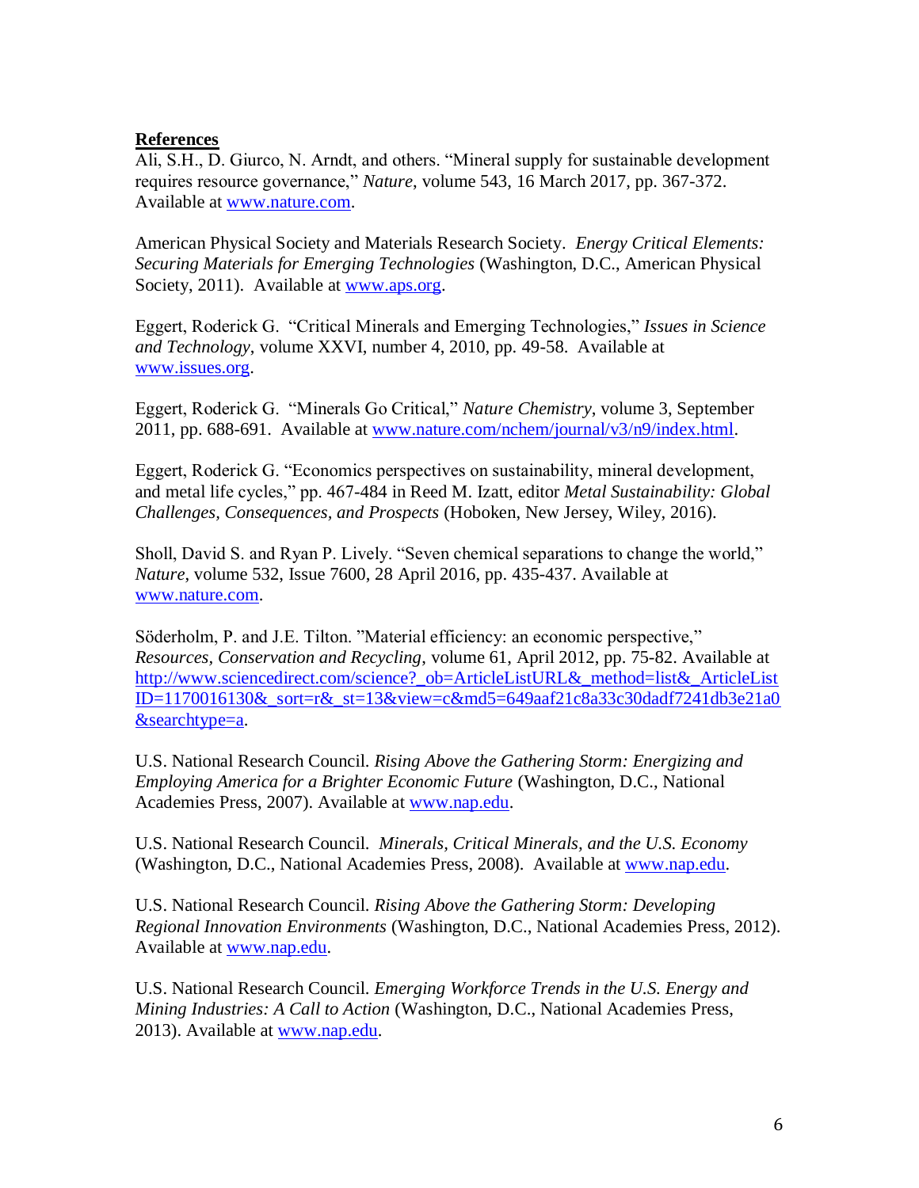**References**

Ali, S.H., D. Giurco, N. Arndt, and others. "Mineral supply for sustainable development requires resource governance," *Nature*, volume 543, 16 March 2017, pp. 367-372. Available at www.nature.com.

American Physical Society and Materials Research Society. *Energy Critical Elements: Securing Materials for Emerging Technologies* (Washington, D.C., American Physical Society, 2011). Available at www.aps.org.

Eggert, Roderick G. "Critical Minerals and Emerging Technologies," *Issues in Science and Technology*, volume XXVI, number 4, 2010, pp. 49-58. Available at www.issues.org.

Eggert, Roderick G. "Minerals Go Critical," *Nature Chemistry*, volume 3, September 2011, pp. 688-691. Available at www.nature.com/nchem/journal/v3/n9/index.html.

Eggert, Roderick G. "Economics perspectives on sustainability, mineral development, and metal life cycles," pp. 467-484 in Reed M. Izatt, editor *Metal Sustainability: Global Challenges, Consequences, and Prospects* (Hoboken, New Jersey, Wiley, 2016).

Sholl, David S. and Ryan P. Lively. "Seven chemical separations to change the world," *Nature*, volume 532, Issue 7600, 28 April 2016, pp. 435-437. Available at www.nature.com.

Söderholm, P. and J.E. Tilton. "Material efficiency: an economic perspective," *Resources, Conservation and Recycling*, volume 61, April 2012, pp. 75-82. Available at http://www.sciencedirect.com/science?_ob=ArticleListURL&_method=list&_ArticleListID=1170016130&_sort=r&_st=13&view=c&md5=649aaf21c8a33c30dadf7241db3e21a0&searchtype=a.

U.S. National Research Council. *Rising Above the Gathering Storm: Energizing and Employing America for a Brighter Economic Future* (Washington, D.C., National Academies Press, 2007). Available at www.nap.edu.

U.S. National Research Council. *Minerals, Critical Minerals, and the U.S. Economy* (Washington, D.C., National Academies Press, 2008). Available at www.nap.edu.

U.S. National Research Council. *Rising Above the Gathering Storm: Developing Regional Innovation Environments* (Washington, D.C., National Academies Press, 2012). Available at www.nap.edu.

U.S. National Research Council. *Emerging Workforce Trends in the U.S. Energy and Mining Industries: A Call to Action* (Washington, D.C., National Academies Press, 2013). Available at www.nap.edu.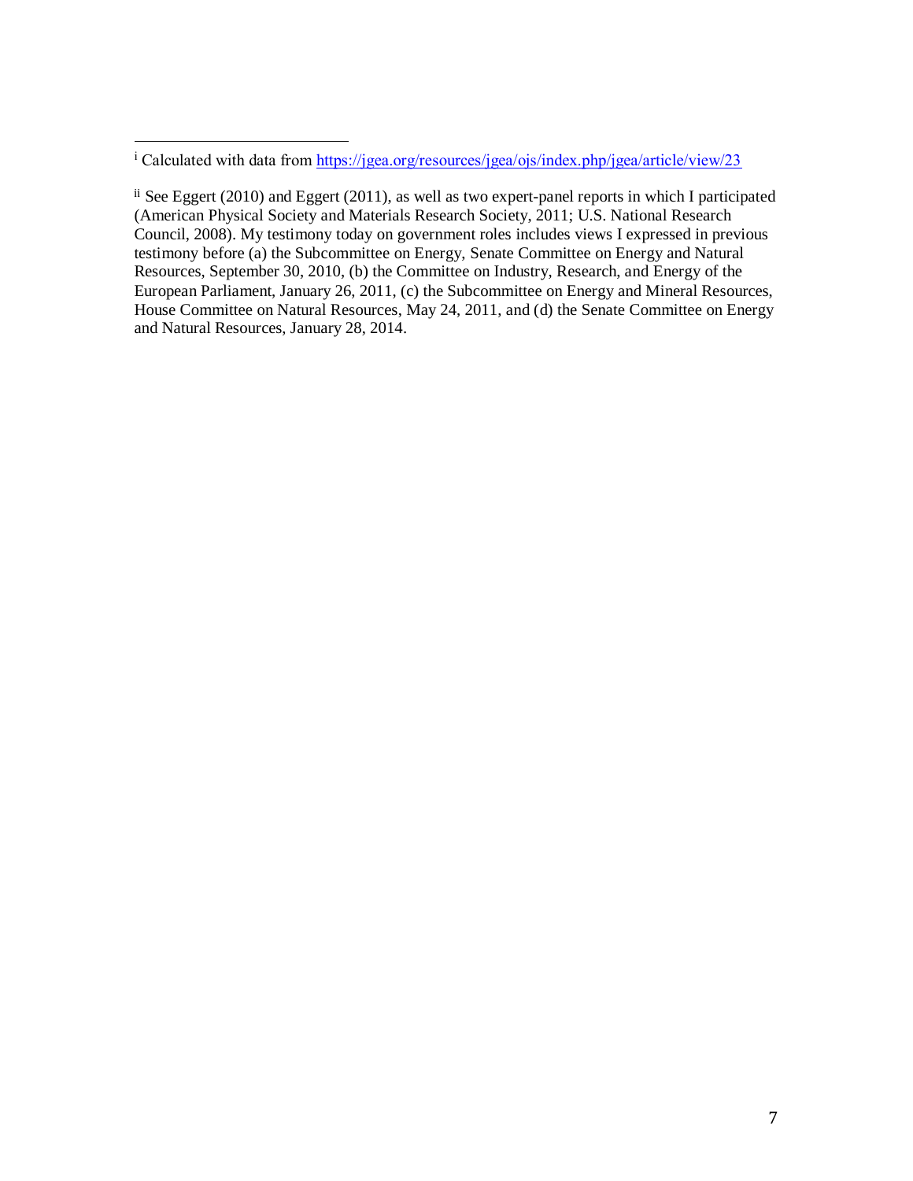[i] Calculated with data from https://jgea.org/resources/jgea/ojs/index.php/jgea/article/view/23

[ii] See Eggert (2010) and Eggert (2011), as well as two expert-panel reports in which I participated (American Physical Society and Materials Research Society, 2011; U.S. National Research Council, 2008). My testimony today on government roles includes views I expressed in previous testimony before (a) the Subcommittee on Energy, Senate Committee on Energy and Natural Resources, September 30, 2010, (b) the Committee on Industry, Research, and Energy of the European Parliament, January 26, 2011, (c) the Subcommittee on Energy and Mineral Resources, House Committee on Natural Resources, May 24, 2011, and (d) the Senate Committee on Energy and Natural Resources, January 28, 2014.